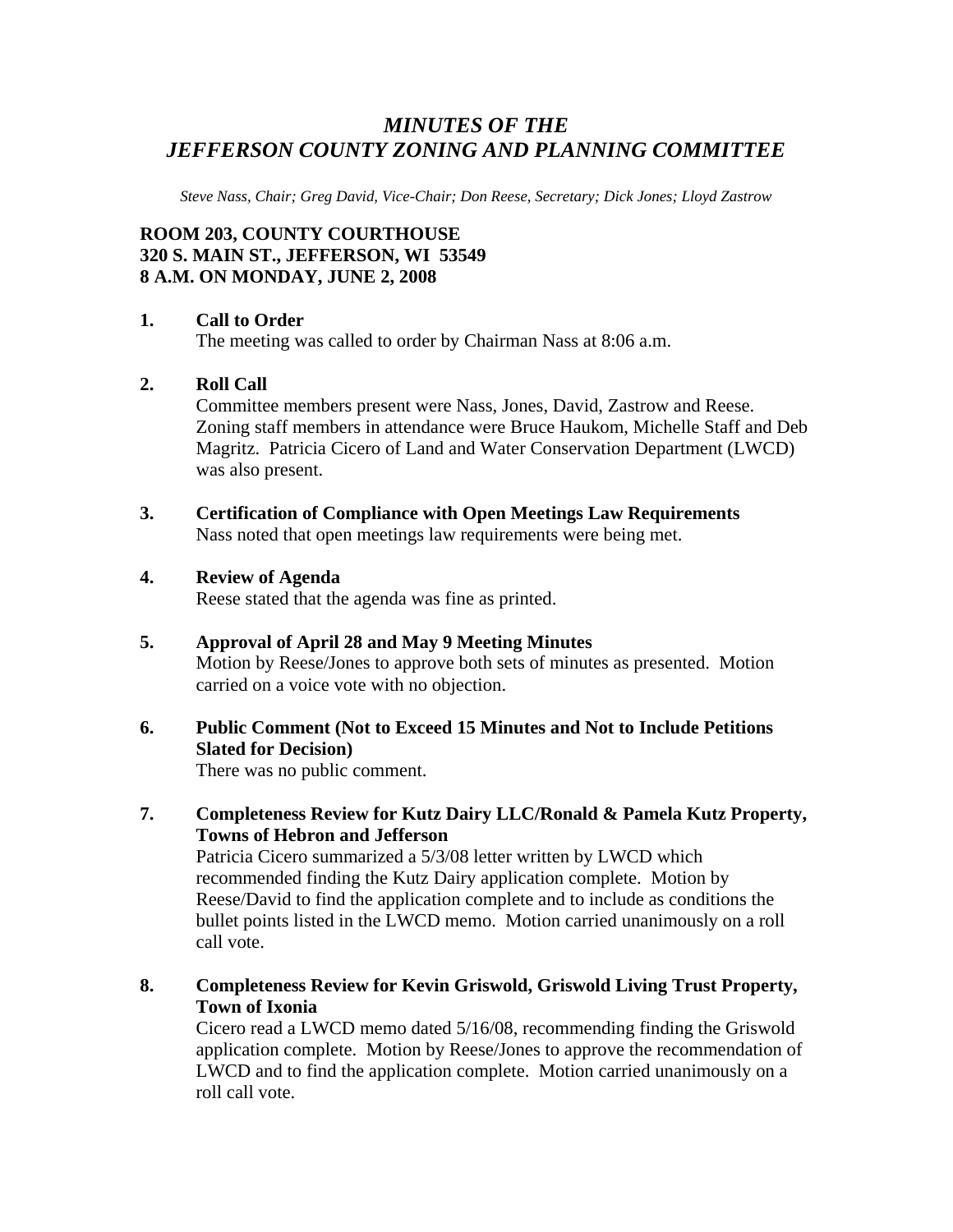# *MINUTES OF THE JEFFERSON COUNTY ZONING AND PLANNING COMMITTEE*

*Steve Nass, Chair; Greg David, Vice-Chair; Don Reese, Secretary; Dick Jones; Lloyd Zastrow*

**ROOM 203, COUNTY COURTHOUSE**
**320 S. MAIN ST., JEFFERSON, WI 53549**
**8 A.M. ON MONDAY, JUNE 2, 2008**

**1. Call to Order**
The meeting was called to order by Chairman Nass at 8:06 a.m.

**2. Roll Call**
Committee members present were Nass, Jones, David, Zastrow and Reese. Zoning staff members in attendance were Bruce Haukom, Michelle Staff and Deb Magritz. Patricia Cicero of Land and Water Conservation Department (LWCD) was also present.

**3. Certification of Compliance with Open Meetings Law Requirements**
Nass noted that open meetings law requirements were being met.

**4. Review of Agenda**
Reese stated that the agenda was fine as printed.

**5. Approval of April 28 and May 9 Meeting Minutes**
Motion by Reese/Jones to approve both sets of minutes as presented. Motion carried on a voice vote with no objection.

**6. Public Comment (Not to Exceed 15 Minutes and Not to Include Petitions Slated for Decision)**
There was no public comment.

**7. Completeness Review for Kutz Dairy LLC/Ronald & Pamela Kutz Property, Towns of Hebron and Jefferson**
Patricia Cicero summarized a 5/3/08 letter written by LWCD which recommended finding the Kutz Dairy application complete. Motion by Reese/David to find the application complete and to include as conditions the bullet points listed in the LWCD memo. Motion carried unanimously on a roll call vote.

**8. Completeness Review for Kevin Griswold, Griswold Living Trust Property, Town of Ixonia**
Cicero read a LWCD memo dated 5/16/08, recommending finding the Griswold application complete. Motion by Reese/Jones to approve the recommendation of LWCD and to find the application complete. Motion carried unanimously on a roll call vote.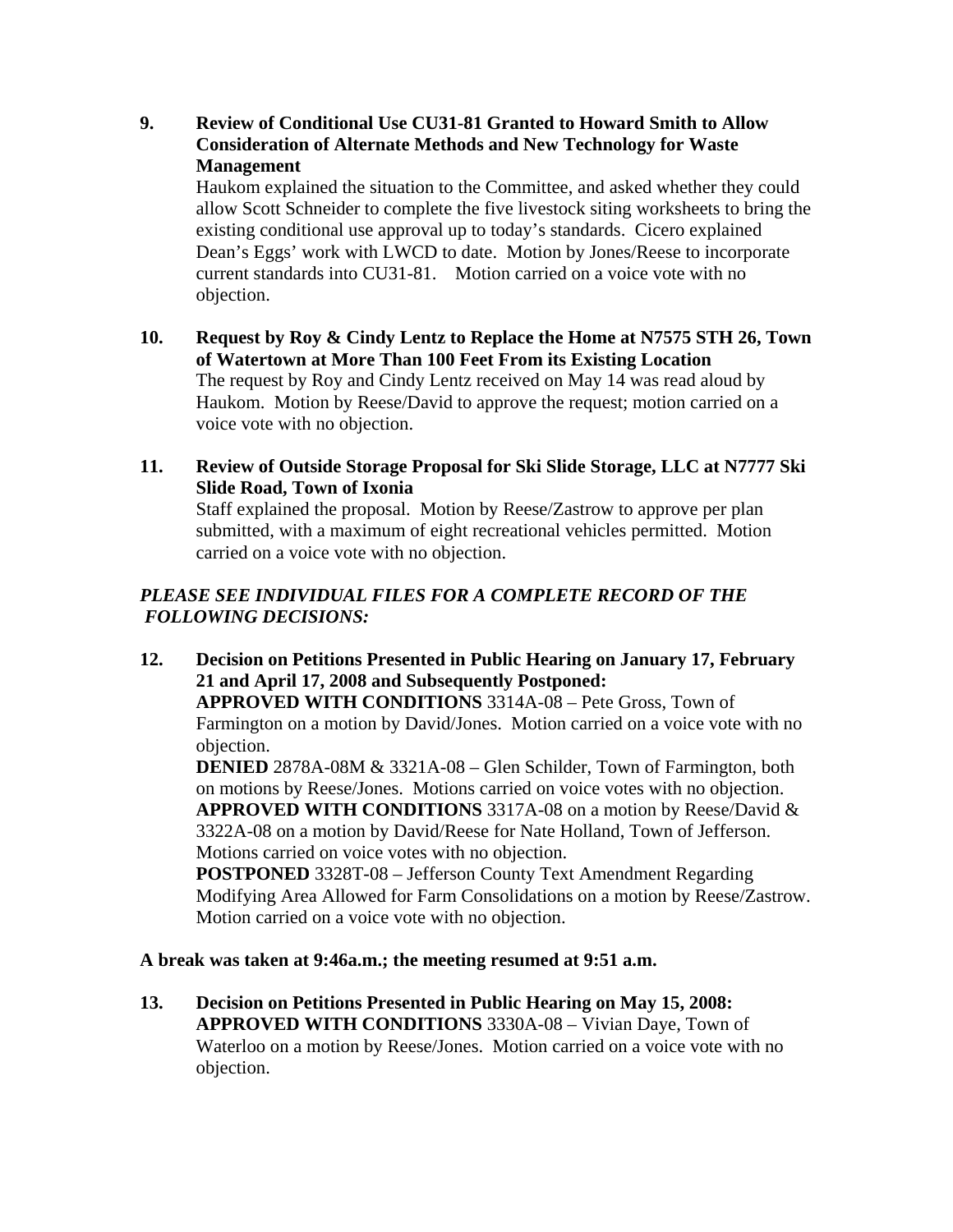**9. Review of Conditional Use CU31-81 Granted to Howard Smith to Allow Consideration of Alternate Methods and New Technology for Waste Management**

Haukom explained the situation to the Committee, and asked whether they could allow Scott Schneider to complete the five livestock siting worksheets to bring the existing conditional use approval up to today's standards. Cicero explained Dean's Eggs' work with LWCD to date. Motion by Jones/Reese to incorporate current standards into CU31-81. Motion carried on a voice vote with no objection.

**10. Request by Roy & Cindy Lentz to Replace the Home at N7575 STH 26, Town of Watertown at More Than 100 Feet From its Existing Location**

The request by Roy and Cindy Lentz received on May 14 was read aloud by Haukom. Motion by Reese/David to approve the request; motion carried on a voice vote with no objection.

**11. Review of Outside Storage Proposal for Ski Slide Storage, LLC at N7777 Ski Slide Road, Town of Ixonia**

Staff explained the proposal. Motion by Reese/Zastrow to approve per plan submitted, with a maximum of eight recreational vehicles permitted. Motion carried on a voice vote with no objection.

***PLEASE SEE INDIVIDUAL FILES FOR A COMPLETE RECORD OF THE FOLLOWING DECISIONS:***

**12. Decision on Petitions Presented in Public Hearing on January 17, February 21 and April 17, 2008 and Subsequently Postponed:**

**APPROVED WITH CONDITIONS** 3314A-08 – Pete Gross, Town of Farmington on a motion by David/Jones. Motion carried on a voice vote with no objection.

**DENIED** 2878A-08M & 3321A-08 – Glen Schilder, Town of Farmington, both on motions by Reese/Jones. Motions carried on voice votes with no objection.

**APPROVED WITH CONDITIONS** 3317A-08 on a motion by Reese/David & 3322A-08 on a motion by David/Reese for Nate Holland, Town of Jefferson. Motions carried on voice votes with no objection.

**POSTPONED** 3328T-08 – Jefferson County Text Amendment Regarding Modifying Area Allowed for Farm Consolidations on a motion by Reese/Zastrow. Motion carried on a voice vote with no objection.

**A break was taken at 9:46a.m.; the meeting resumed at 9:51 a.m.**

**13. Decision on Petitions Presented in Public Hearing on May 15, 2008:**

**APPROVED WITH CONDITIONS** 3330A-08 – Vivian Daye, Town of Waterloo on a motion by Reese/Jones. Motion carried on a voice vote with no objection.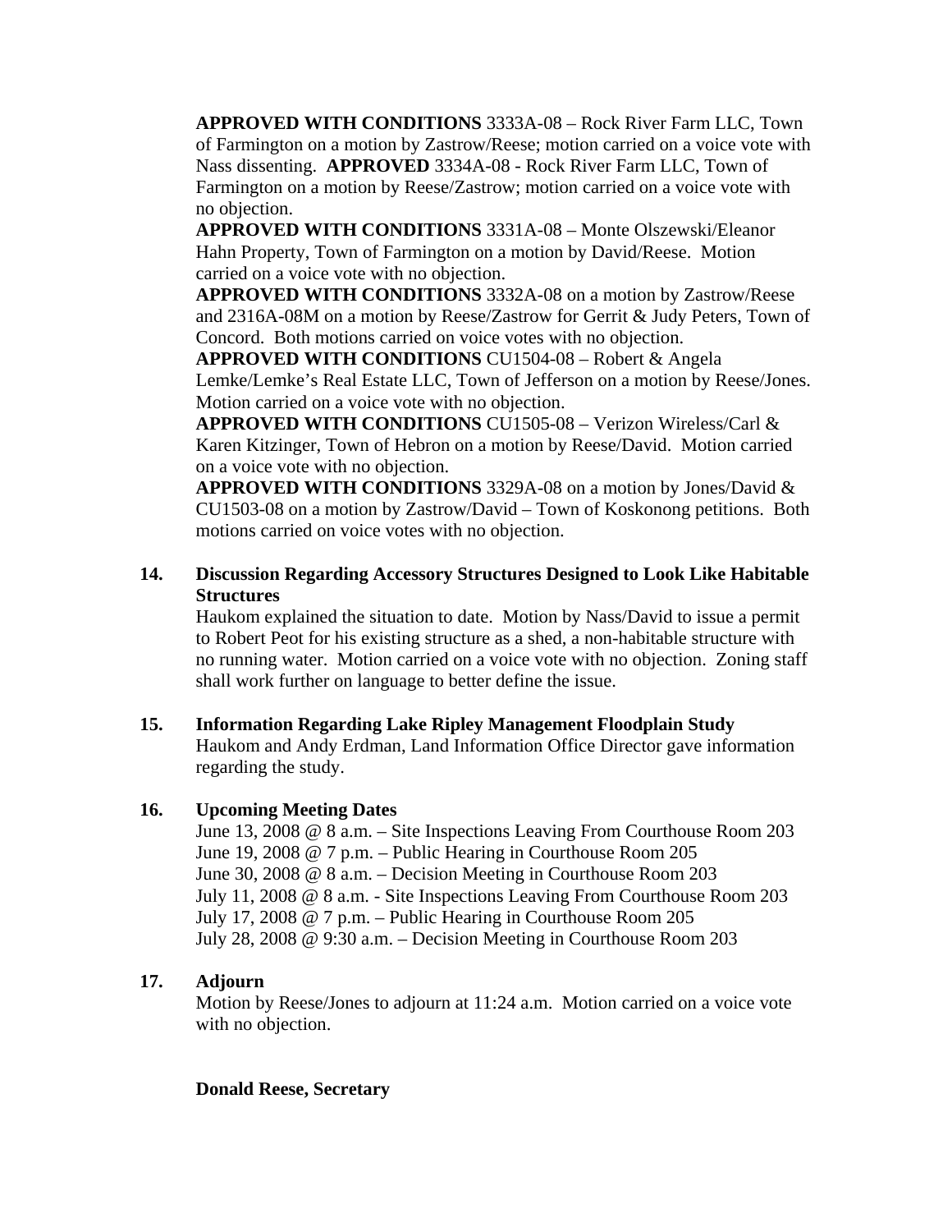**APPROVED WITH CONDITIONS** 3333A-08 – Rock River Farm LLC, Town of Farmington on a motion by Zastrow/Reese; motion carried on a voice vote with Nass dissenting. **APPROVED** 3334A-08 - Rock River Farm LLC, Town of Farmington on a motion by Reese/Zastrow; motion carried on a voice vote with no objection.

**APPROVED WITH CONDITIONS** 3331A-08 – Monte Olszewski/Eleanor Hahn Property, Town of Farmington on a motion by David/Reese. Motion carried on a voice vote with no objection.

**APPROVED WITH CONDITIONS** 3332A-08 on a motion by Zastrow/Reese and 2316A-08M on a motion by Reese/Zastrow for Gerrit & Judy Peters, Town of Concord. Both motions carried on voice votes with no objection.

**APPROVED WITH CONDITIONS** CU1504-08 – Robert & Angela Lemke/Lemke's Real Estate LLC, Town of Jefferson on a motion by Reese/Jones. Motion carried on a voice vote with no objection.

**APPROVED WITH CONDITIONS** CU1505-08 – Verizon Wireless/Carl & Karen Kitzinger, Town of Hebron on a motion by Reese/David. Motion carried on a voice vote with no objection.

**APPROVED WITH CONDITIONS** 3329A-08 on a motion by Jones/David & CU1503-08 on a motion by Zastrow/David – Town of Koskonong petitions. Both motions carried on voice votes with no objection.

**14. Discussion Regarding Accessory Structures Designed to Look Like Habitable Structures**

Haukom explained the situation to date. Motion by Nass/David to issue a permit to Robert Peot for his existing structure as a shed, a non-habitable structure with no running water. Motion carried on a voice vote with no objection. Zoning staff shall work further on language to better define the issue.

**15. Information Regarding Lake Ripley Management Floodplain Study**

Haukom and Andy Erdman, Land Information Office Director gave information regarding the study.

**16. Upcoming Meeting Dates**

June 13, 2008 @ 8 a.m. – Site Inspections Leaving From Courthouse Room 203
June 19, 2008 @ 7 p.m. – Public Hearing in Courthouse Room 205
June 30, 2008 @ 8 a.m. – Decision Meeting in Courthouse Room 203
July 11, 2008 @ 8 a.m. - Site Inspections Leaving From Courthouse Room 203
July 17, 2008 @ 7 p.m. – Public Hearing in Courthouse Room 205
July 28, 2008 @ 9:30 a.m. – Decision Meeting in Courthouse Room 203

**17. Adjourn**

Motion by Reese/Jones to adjourn at 11:24 a.m. Motion carried on a voice vote with no objection.

**Donald Reese, Secretary**